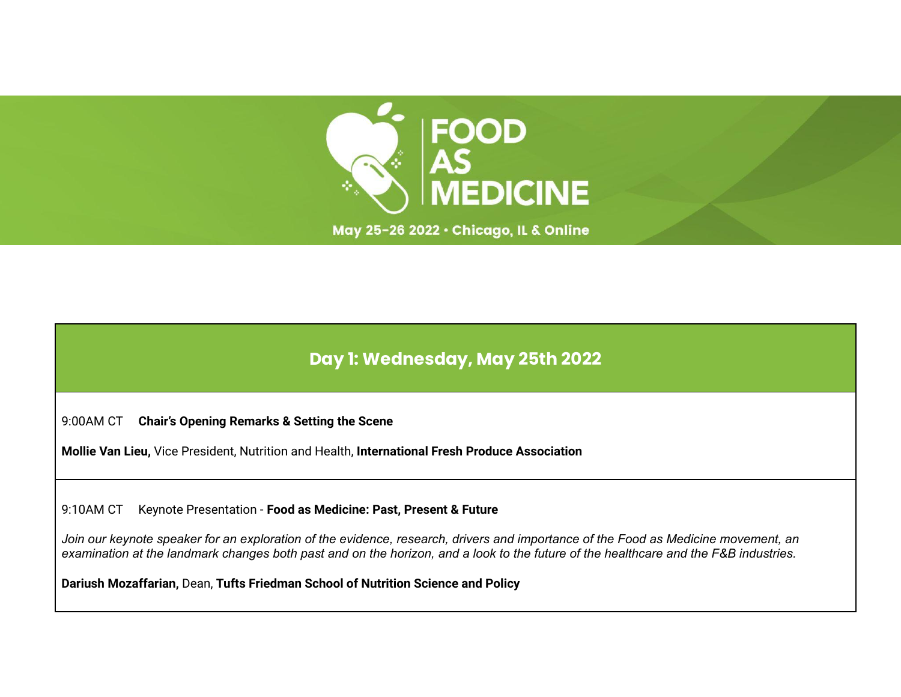# FOOD AS MEDICINE

May 25-26 2022 • Chicago, IL & Online

## Day 1: Wednesday, May 25th 2022

9:00AM CT **Chair's Opening Remarks & Setting the Scene**

**Mollie Van Lieu,** Vice President, Nutrition and Health, **International Fresh Produce Association**

9:10AM CT Keynote Presentation - **Food as Medicine: Past, Present & Future**

*Join our keynote speaker for an exploration of the evidence, research, drivers and importance of the Food as Medicine movement, an examination at the landmark changes both past and on the horizon, and a look to the future of the healthcare and the F&B industries.*

**Dariush Mozaffarian,** Dean, **Tufts Friedman School of Nutrition Science and Policy**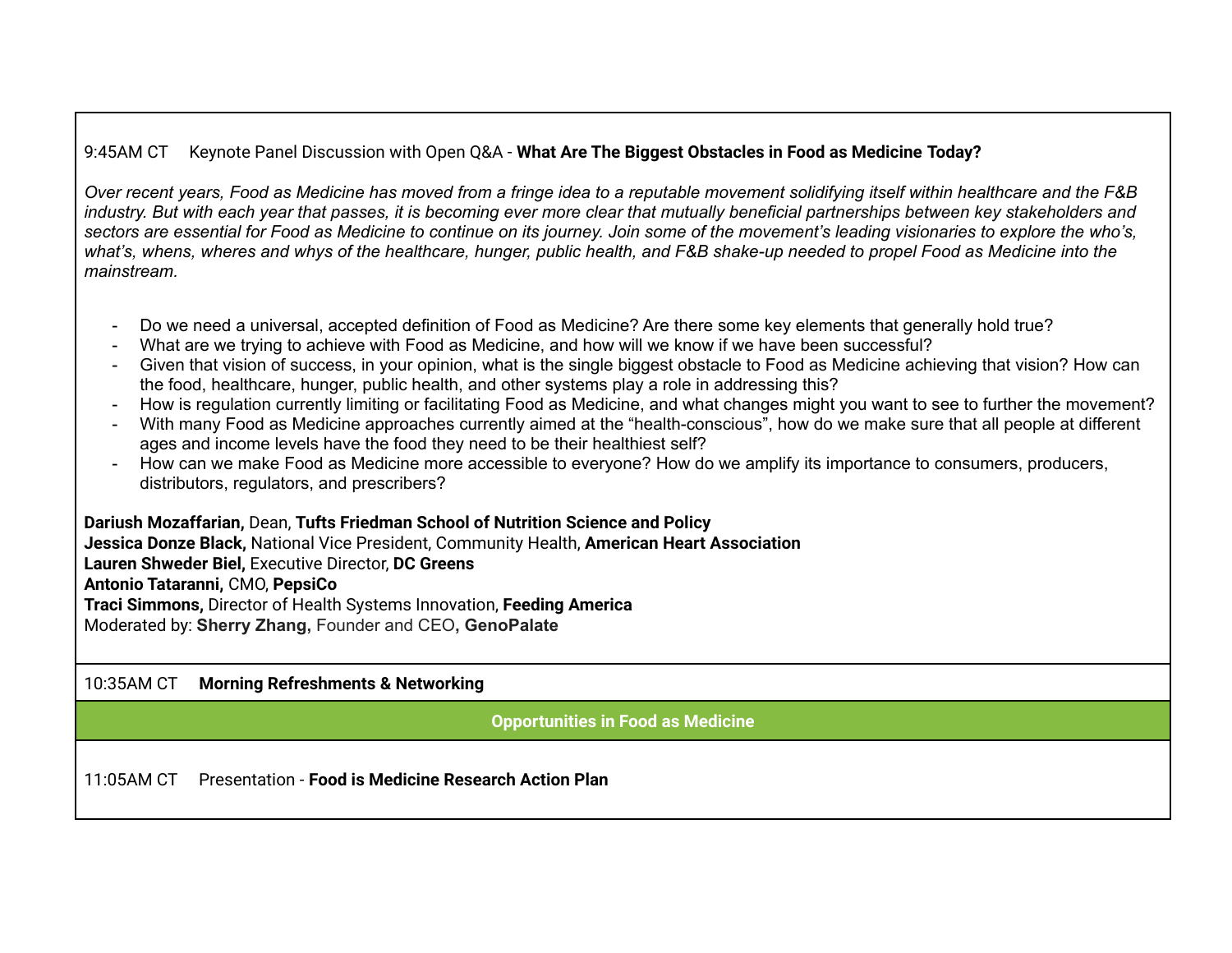9:45AM CT  Keynote Panel Discussion with Open Q&A - **What Are The Biggest Obstacles in Food as Medicine Today?**

*Over recent years, Food as Medicine has moved from a fringe idea to a reputable movement solidifying itself within healthcare and the F&B industry. But with each year that passes, it is becoming ever more clear that mutually beneficial partnerships between key stakeholders and sectors are essential for Food as Medicine to continue on its journey. Join some of the movement's leading visionaries to explore the who's, what's, whens, wheres and whys of the healthcare, hunger, public health, and F&B shake-up needed to propel Food as Medicine into the mainstream.*

- Do we need a universal, accepted definition of Food as Medicine? Are there some key elements that generally hold true?
- What are we trying to achieve with Food as Medicine, and how will we know if we have been successful?
- Given that vision of success, in your opinion, what is the single biggest obstacle to Food as Medicine achieving that vision? How can the food, healthcare, hunger, public health, and other systems play a role in addressing this?
- How is regulation currently limiting or facilitating Food as Medicine, and what changes might you want to see to further the movement?
- With many Food as Medicine approaches currently aimed at the "health-conscious", how do we make sure that all people at different ages and income levels have the food they need to be their healthiest self?
- How can we make Food as Medicine more accessible to everyone? How do we amplify its importance to consumers, producers, distributors, regulators, and prescribers?

**Dariush Mozaffarian,** Dean, **Tufts Friedman School of Nutrition Science and Policy**
**Jessica Donze Black,** National Vice President, Community Health, **American Heart Association**
**Lauren Shweder Biel,** Executive Director, **DC Greens**
**Antonio Tataranni,** CMO, **PepsiCo**
**Traci Simmons,** Director of Health Systems Innovation, **Feeding America**
Moderated by: **Sherry Zhang,** Founder and CEO**, GenoPalate**

10:35AM CT  **Morning Refreshments & Networking**

## Opportunities in Food as Medicine

11:05AM CT  Presentation - **Food is Medicine Research Action Plan**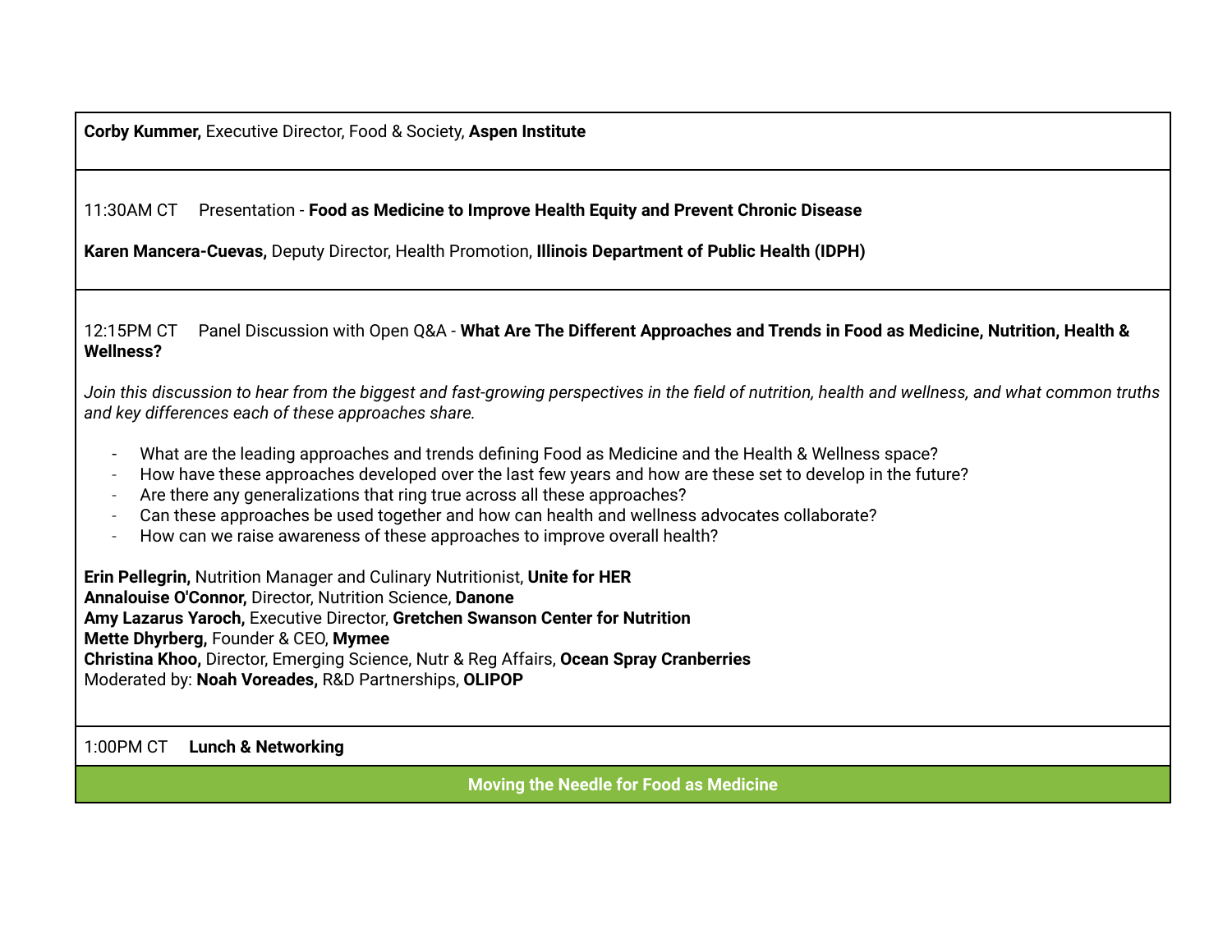**Corby Kummer,** Executive Director, Food & Society, **Aspen Institute**

11:30AM CT  Presentation - **Food as Medicine to Improve Health Equity and Prevent Chronic Disease**

**Karen Mancera-Cuevas,** Deputy Director, Health Promotion, **Illinois Department of Public Health (IDPH)**

12:15PM CT  Panel Discussion with Open Q&A - **What Are The Different Approaches and Trends in Food as Medicine, Nutrition, Health & Wellness?**

*Join this discussion to hear from the biggest and fast-growing perspectives in the field of nutrition, health and wellness, and what common truths and key differences each of these approaches share.*

- What are the leading approaches and trends defining Food as Medicine and the Health & Wellness space?
- How have these approaches developed over the last few years and how are these set to develop in the future?
- Are there any generalizations that ring true across all these approaches?
- Can these approaches be used together and how can health and wellness advocates collaborate?
- How can we raise awareness of these approaches to improve overall health?

**Erin Pellegrin,** Nutrition Manager and Culinary Nutritionist, **Unite for HER**
**Annalouise O'Connor,** Director, Nutrition Science, **Danone**
**Amy Lazarus Yaroch,** Executive Director, **Gretchen Swanson Center for Nutrition**
**Mette Dhyrberg,** Founder & CEO, **Mymee**
**Christina Khoo,** Director, Emerging Science, Nutr & Reg Affairs, **Ocean Spray Cranberries**
Moderated by: **Noah Voreades,** R&D Partnerships, **OLIPOP**

1:00PM CT  **Lunch & Networking**

## Moving the Needle for Food as Medicine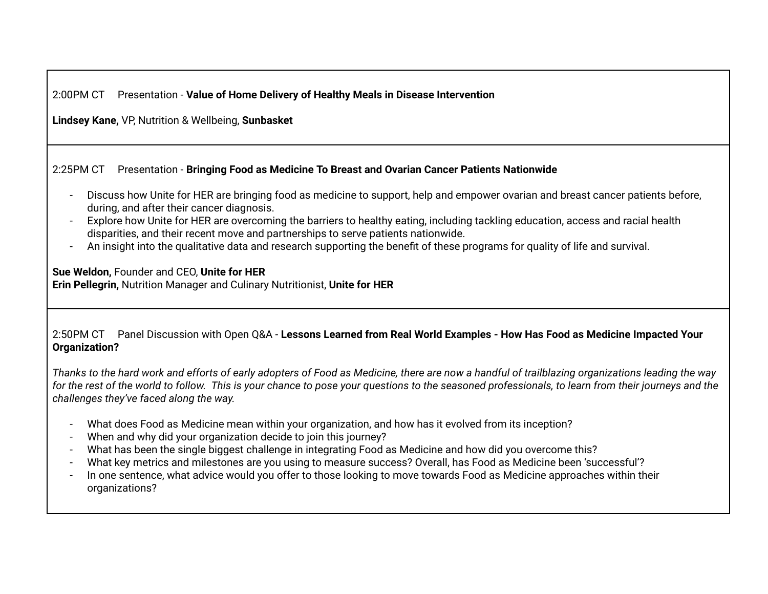2:00PM CT Presentation - **Value of Home Delivery of Healthy Meals in Disease Intervention**

**Lindsey Kane,** VP, Nutrition & Wellbeing, **Sunbasket**

---

2:25PM CT Presentation - **Bringing Food as Medicine To Breast and Ovarian Cancer Patients Nationwide**

- Discuss how Unite for HER are bringing food as medicine to support, help and empower ovarian and breast cancer patients before, during, and after their cancer diagnosis.
- Explore how Unite for HER are overcoming the barriers to healthy eating, including tackling education, access and racial health disparities, and their recent move and partnerships to serve patients nationwide.
- An insight into the qualitative data and research supporting the benefit of these programs for quality of life and survival.

**Sue Weldon,** Founder and CEO, **Unite for HER**
**Erin Pellegrin,** Nutrition Manager and Culinary Nutritionist, **Unite for HER**

---

2:50PM CT Panel Discussion with Open Q&A - **Lessons Learned from Real World Examples - How Has Food as Medicine Impacted Your Organization?**

*Thanks to the hard work and efforts of early adopters of Food as Medicine, there are now a handful of trailblazing organizations leading the way for the rest of the world to follow. This is your chance to pose your questions to the seasoned professionals, to learn from their journeys and the challenges they've faced along the way.*

- What does Food as Medicine mean within your organization, and how has it evolved from its inception?
- When and why did your organization decide to join this journey?
- What has been the single biggest challenge in integrating Food as Medicine and how did you overcome this?
- What key metrics and milestones are you using to measure success? Overall, has Food as Medicine been 'successful'?
- In one sentence, what advice would you offer to those looking to move towards Food as Medicine approaches within their organizations?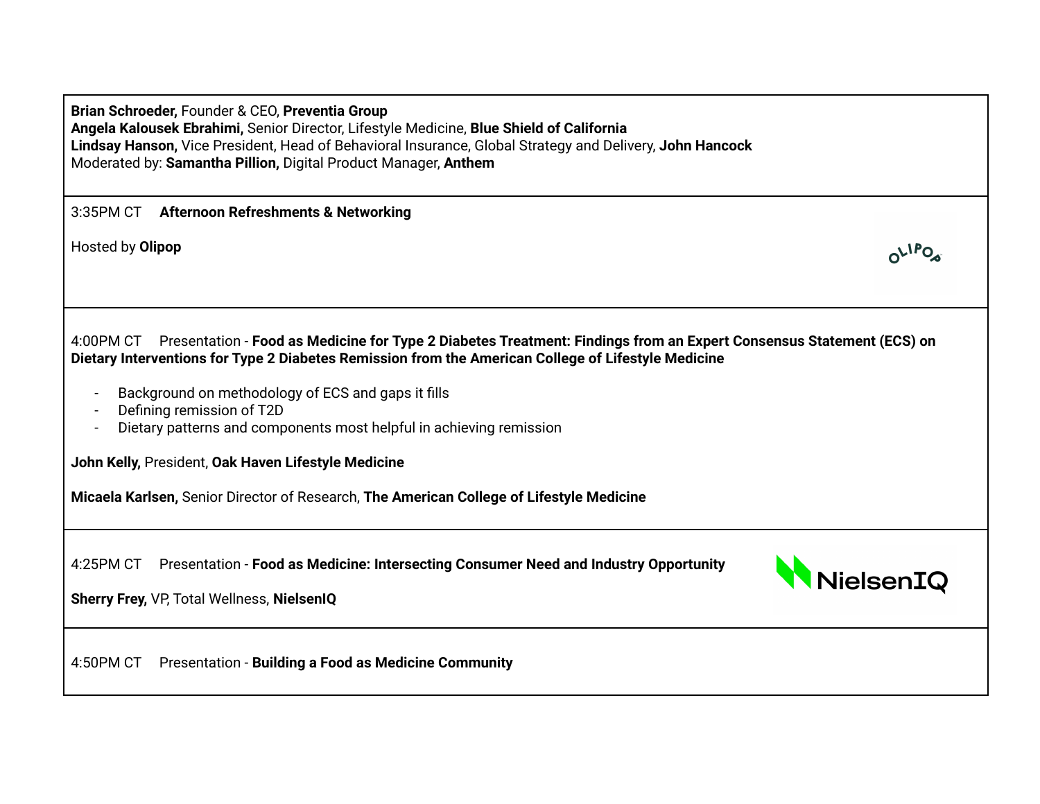**Brian Schroeder,** Founder & CEO, **Preventia Group**
**Angela Kalousek Ebrahimi,** Senior Director, Lifestyle Medicine, **Blue Shield of California**
**Lindsay Hanson,** Vice President, Head of Behavioral Insurance, Global Strategy and Delivery, **John Hancock**
Moderated by: **Samantha Pillion,** Digital Product Manager, **Anthem**

---

3:35PM CT **Afternoon Refreshments & Networking**

Hosted by **Olipop**

---

4:00PM CT Presentation - **Food as Medicine for Type 2 Diabetes Treatment: Findings from an Expert Consensus Statement (ECS) on Dietary Interventions for Type 2 Diabetes Remission from the American College of Lifestyle Medicine**

- Background on methodology of ECS and gaps it fills
- Defining remission of T2D
- Dietary patterns and components most helpful in achieving remission

**John Kelly,** President, **Oak Haven Lifestyle Medicine**

**Micaela Karlsen,** Senior Director of Research, **The American College of Lifestyle Medicine**

---

4:25PM CT Presentation - **Food as Medicine: Intersecting Consumer Need and Industry Opportunity**

**Sherry Frey,** VP, Total Wellness, **NielsenIQ**

---

4:50PM CT Presentation - **Building a Food as Medicine Community**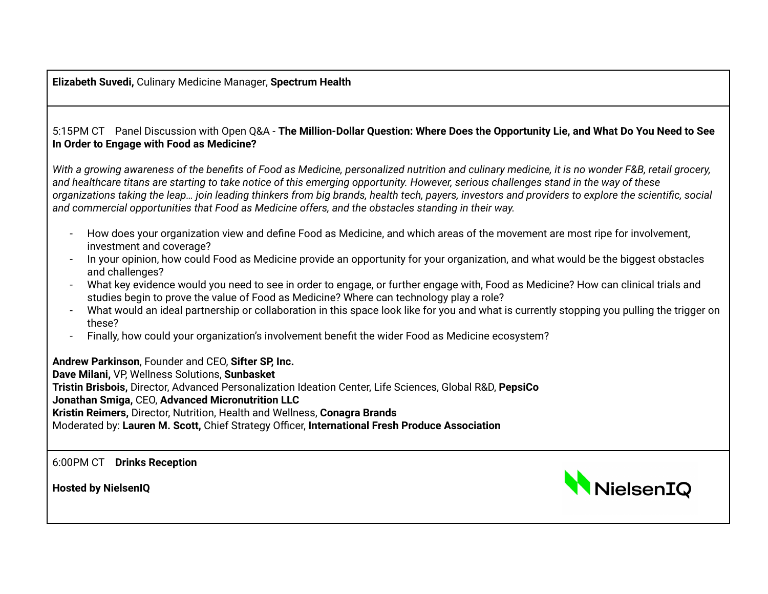**Elizabeth Suvedi,** Culinary Medicine Manager, **Spectrum Health**

5:15PM CT  Panel Discussion with Open Q&A - **The Million-Dollar Question: Where Does the Opportunity Lie, and What Do You Need to See In Order to Engage with Food as Medicine?**

*With a growing awareness of the benefits of Food as Medicine, personalized nutrition and culinary medicine, it is no wonder F&B, retail grocery, and healthcare titans are starting to take notice of this emerging opportunity. However, serious challenges stand in the way of these organizations taking the leap… join leading thinkers from big brands, health tech, payers, investors and providers to explore the scientific, social and commercial opportunities that Food as Medicine offers, and the obstacles standing in their way.*

- How does your organization view and define Food as Medicine, and which areas of the movement are most ripe for involvement, investment and coverage?
- In your opinion, how could Food as Medicine provide an opportunity for your organization, and what would be the biggest obstacles and challenges?
- What key evidence would you need to see in order to engage, or further engage with, Food as Medicine? How can clinical trials and studies begin to prove the value of Food as Medicine? Where can technology play a role?
- What would an ideal partnership or collaboration in this space look like for you and what is currently stopping you pulling the trigger on these?
- Finally, how could your organization's involvement benefit the wider Food as Medicine ecosystem?

**Andrew Parkinson**, Founder and CEO, **Sifter SP, Inc.**
**Dave Milani,** VP, Wellness Solutions, **Sunbasket**
**Tristin Brisbois,** Director, Advanced Personalization Ideation Center, Life Sciences, Global R&D, **PepsiCo**
**Jonathan Smiga,** CEO, **Advanced Micronutrition LLC**
**Kristin Reimers,** Director, Nutrition, Health and Wellness, **Conagra Brands**
Moderated by: **Lauren M. Scott,** Chief Strategy Officer, **International Fresh Produce Association**

6:00PM CT  **Drinks Reception**

**Hosted by NielsenIQ**

NielsenIQ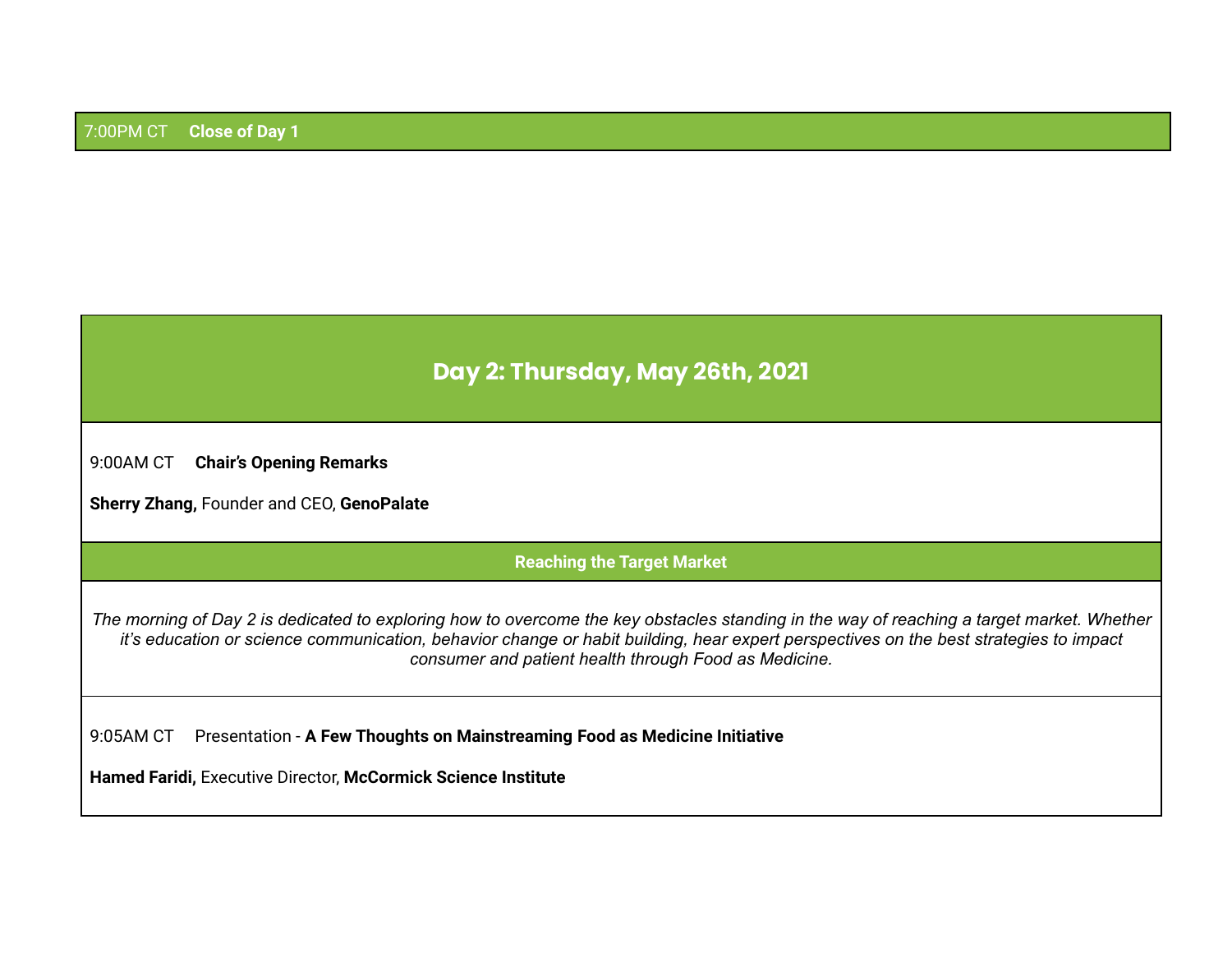7:00PM CT **Close of Day 1**

## Day 2: Thursday, May 26th, 2021

9:00AM CT **Chair's Opening Remarks**

**Sherry Zhang,** Founder and CEO, **GenoPalate**

### Reaching the Target Market

*The morning of Day 2 is dedicated to exploring how to overcome the key obstacles standing in the way of reaching a target market. Whether it's education or science communication, behavior change or habit building, hear expert perspectives on the best strategies to impact consumer and patient health through Food as Medicine.*

9:05AM CT Presentation - **A Few Thoughts on Mainstreaming Food as Medicine Initiative**

**Hamed Faridi,** Executive Director, **McCormick Science Institute**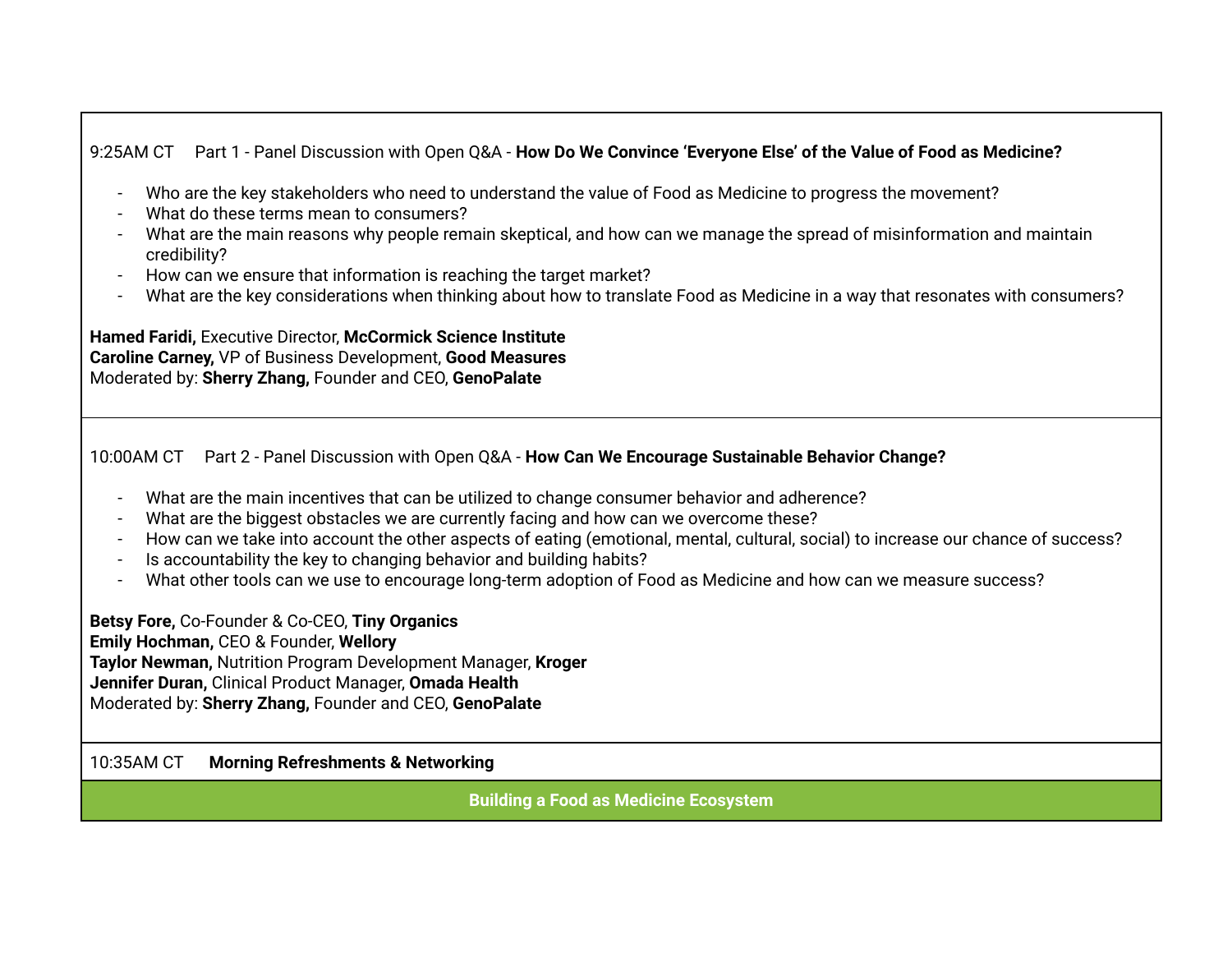9:25AM CT Part 1 - Panel Discussion with Open Q&A - **How Do We Convince 'Everyone Else' of the Value of Food as Medicine?**

- Who are the key stakeholders who need to understand the value of Food as Medicine to progress the movement?
- What do these terms mean to consumers?
- What are the main reasons why people remain skeptical, and how can we manage the spread of misinformation and maintain credibility?
- How can we ensure that information is reaching the target market?
- What are the key considerations when thinking about how to translate Food as Medicine in a way that resonates with consumers?

**Hamed Faridi,** Executive Director, **McCormick Science Institute**
**Caroline Carney,** VP of Business Development, **Good Measures**
Moderated by: **Sherry Zhang,** Founder and CEO, **GenoPalate**

10:00AM CT Part 2 - Panel Discussion with Open Q&A - **How Can We Encourage Sustainable Behavior Change?**

- What are the main incentives that can be utilized to change consumer behavior and adherence?
- What are the biggest obstacles we are currently facing and how can we overcome these?
- How can we take into account the other aspects of eating (emotional, mental, cultural, social) to increase our chance of success?
- Is accountability the key to changing behavior and building habits?
- What other tools can we use to encourage long-term adoption of Food as Medicine and how can we measure success?

**Betsy Fore,** Co-Founder & Co-CEO, **Tiny Organics**
**Emily Hochman,** CEO & Founder, **Wellory**
**Taylor Newman,** Nutrition Program Development Manager, **Kroger**
**Jennifer Duran,** Clinical Product Manager, **Omada Health**
Moderated by: **Sherry Zhang,** Founder and CEO, **GenoPalate**

10:35AM CT **Morning Refreshments & Networking**

## Building a Food as Medicine Ecosystem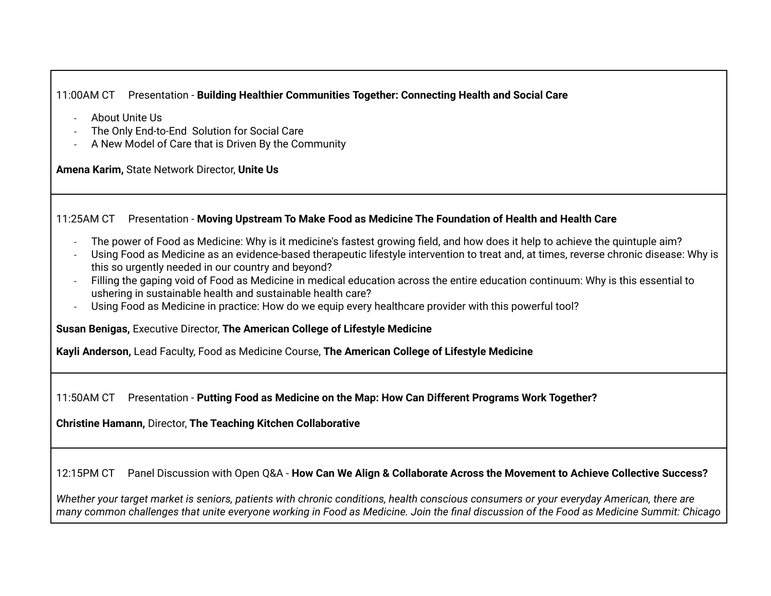11:00AM CT   Presentation - **Building Healthier Communities Together: Connecting Health and Social Care**

- About Unite Us
- The Only End-to-End Solution for Social Care
- A New Model of Care that is Driven By the Community

**Amena Karim,** State Network Director, **Unite Us**

---

11:25AM CT   Presentation - **Moving Upstream To Make Food as Medicine The Foundation of Health and Health Care**

- The power of Food as Medicine: Why is it medicine's fastest growing field, and how does it help to achieve the quintuple aim?
- Using Food as Medicine as an evidence-based therapeutic lifestyle intervention to treat and, at times, reverse chronic disease: Why is this so urgently needed in our country and beyond?
- Filling the gaping void of Food as Medicine in medical education across the entire education continuum: Why is this essential to ushering in sustainable health and sustainable health care?
- Using Food as Medicine in practice: How do we equip every healthcare provider with this powerful tool?

**Susan Benigas,** Executive Director, **The American College of Lifestyle Medicine**

**Kayli Anderson,** Lead Faculty, Food as Medicine Course, **The American College of Lifestyle Medicine**

---

11:50AM CT   Presentation - **Putting Food as Medicine on the Map: How Can Different Programs Work Together?**

**Christine Hamann,** Director, **The Teaching Kitchen Collaborative**

---

12:15PM CT   Panel Discussion with Open Q&A - **How Can We Align & Collaborate Across the Movement to Achieve Collective Success?**

*Whether your target market is seniors, patients with chronic conditions, health conscious consumers or your everyday American, there are many common challenges that unite everyone working in Food as Medicine. Join the final discussion of the Food as Medicine Summit: Chicago*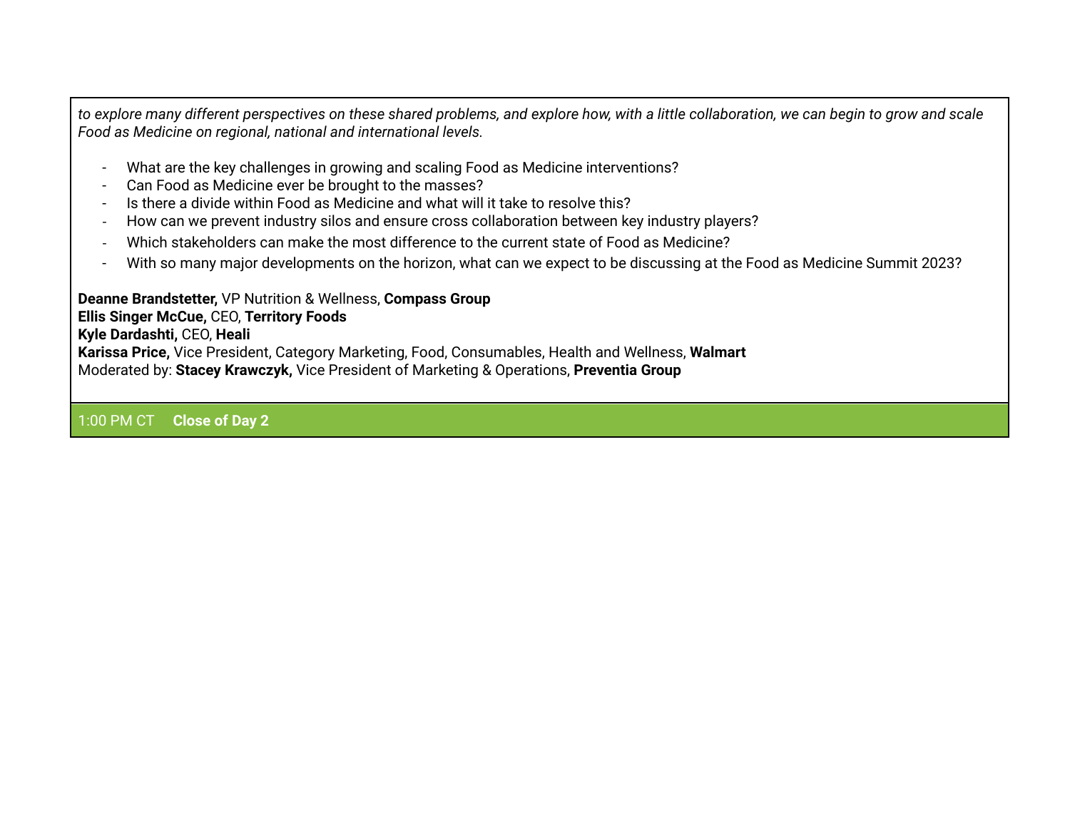*to explore many different perspectives on these shared problems, and explore how, with a little collaboration, we can begin to grow and scale Food as Medicine on regional, national and international levels.*

- What are the key challenges in growing and scaling Food as Medicine interventions?
- Can Food as Medicine ever be brought to the masses?
- Is there a divide within Food as Medicine and what will it take to resolve this?
- How can we prevent industry silos and ensure cross collaboration between key industry players?
- Which stakeholders can make the most difference to the current state of Food as Medicine?
- With so many major developments on the horizon, what can we expect to be discussing at the Food as Medicine Summit 2023?

**Deanne Brandstetter,** VP Nutrition & Wellness, **Compass Group**
**Ellis Singer McCue,** CEO, **Territory Foods**
**Kyle Dardashti,** CEO, **Heali**
**Karissa Price,** Vice President, Category Marketing, Food, Consumables, Health and Wellness, **Walmart**
Moderated by: **Stacey Krawczyk,** Vice President of Marketing & Operations, **Preventia Group**

1:00 PM CT **Close of Day 2**